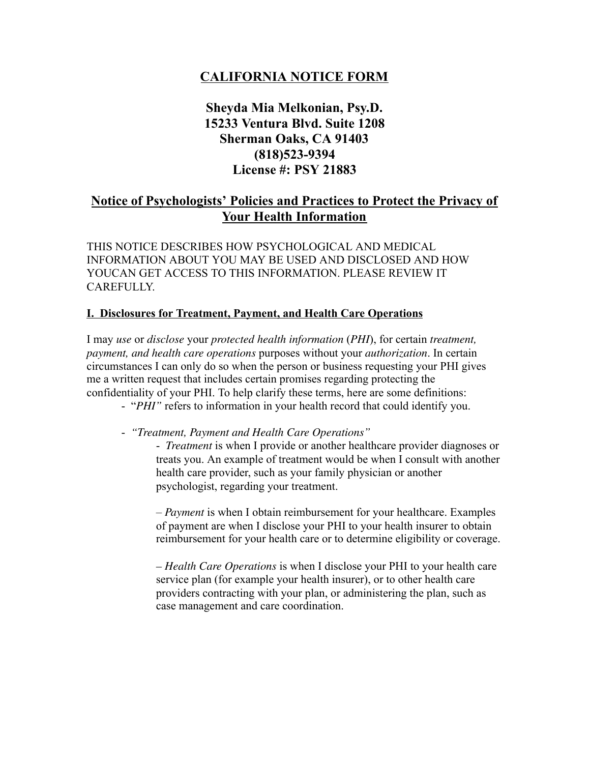# CALIFORNIA NOTICE FORM

## Sheyda Mia Melkonian, Psy.D.
## 15233 Ventura Blvd. Suite 1208
## Sherman Oaks, CA 91403
## (818)523-9394
## License #: PSY 21883

## Notice of Psychologists' Policies and Practices to Protect the Privacy of Your Health Information

THIS NOTICE DESCRIBES HOW PSYCHOLOGICAL AND MEDICAL INFORMATION ABOUT YOU MAY BE USED AND DISCLOSED AND HOW YOUCAN GET ACCESS TO THIS INFORMATION. PLEASE REVIEW IT CAREFULLY.

### I. Disclosures for Treatment, Payment, and Health Care Operations

I may *use* or *disclose* your *protected health information* (*PHI*), for certain *treatment, payment, and health care operations* purposes without your *authorization*. In certain circumstances I can only do so when the person or business requesting your PHI gives me a written request that includes certain promises regarding protecting the confidentiality of your PHI. To help clarify these terms, here are some definitions:

- "*PHI*" refers to information in your health record that could identify you.

- *"Treatment, Payment and Health Care Operations"*

  - *Treatment* is when I provide or another healthcare provider diagnoses or treats you. An example of treatment would be when I consult with another health care provider, such as your family physician or another psychologist, regarding your treatment.

  – *Payment* is when I obtain reimbursement for your healthcare. Examples of payment are when I disclose your PHI to your health insurer to obtain reimbursement for your health care or to determine eligibility or coverage.

  – *Health Care Operations* is when I disclose your PHI to your health care service plan (for example your health insurer), or to other health care providers contracting with your plan, or administering the plan, such as case management and care coordination.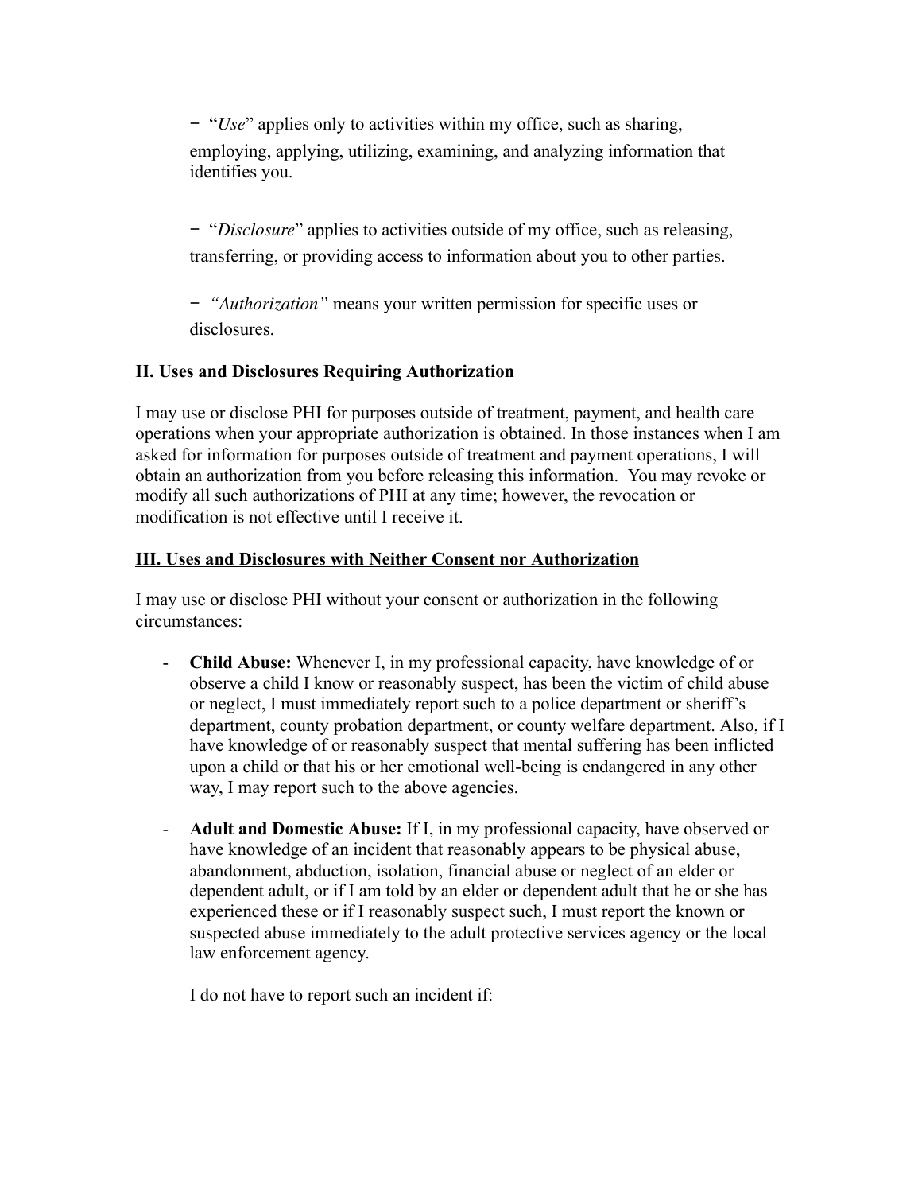- "*Use*" applies only to activities within my office, such as sharing, employing, applying, utilizing, examining, and analyzing information that identifies you.

- "*Disclosure*" applies to activities outside of my office, such as releasing, transferring, or providing access to information about you to other parties.

- *"Authorization"* means your written permission for specific uses or disclosures.

**II. Uses and Disclosures Requiring Authorization**

I may use or disclose PHI for purposes outside of treatment, payment, and health care operations when your appropriate authorization is obtained. In those instances when I am asked for information for purposes outside of treatment and payment operations, I will obtain an authorization from you before releasing this information. You may revoke or modify all such authorizations of PHI at any time; however, the revocation or modification is not effective until I receive it.

**III. Uses and Disclosures with Neither Consent nor Authorization**

I may use or disclose PHI without your consent or authorization in the following circumstances:

- **Child Abuse:** Whenever I, in my professional capacity, have knowledge of or observe a child I know or reasonably suspect, has been the victim of child abuse or neglect, I must immediately report such to a police department or sheriff's department, county probation department, or county welfare department. Also, if I have knowledge of or reasonably suspect that mental suffering has been inflicted upon a child or that his or her emotional well-being is endangered in any other way, I may report such to the above agencies.

- **Adult and Domestic Abuse:** If I, in my professional capacity, have observed or have knowledge of an incident that reasonably appears to be physical abuse, abandonment, abduction, isolation, financial abuse or neglect of an elder or dependent adult, or if I am told by an elder or dependent adult that he or she has experienced these or if I reasonably suspect such, I must report the known or suspected abuse immediately to the adult protective services agency or the local law enforcement agency.

  I do not have to report such an incident if: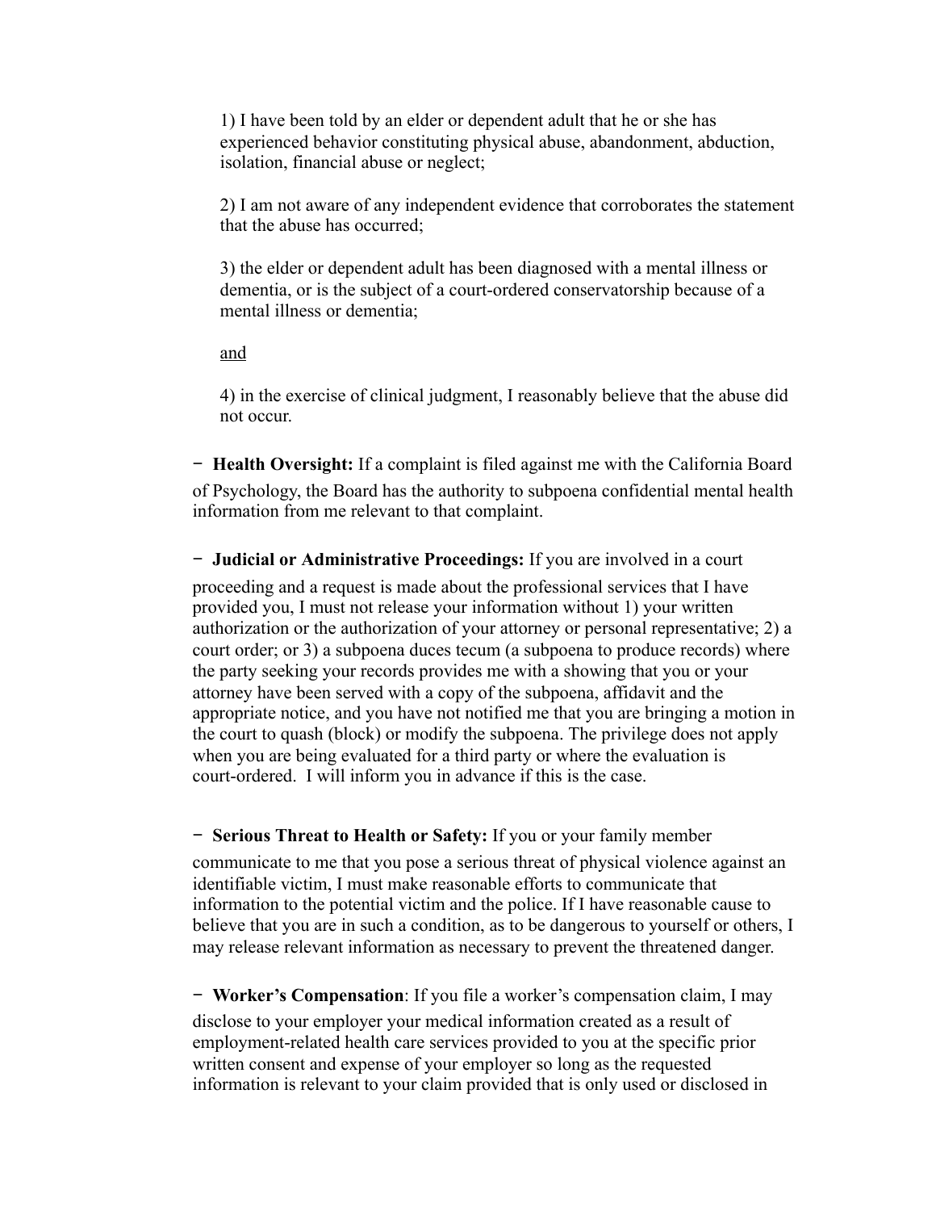1) I have been told by an elder or dependent adult that he or she has experienced behavior constituting physical abuse, abandonment, abduction, isolation, financial abuse or neglect;

2) I am not aware of any independent evidence that corroborates the statement that the abuse has occurred;

3) the elder or dependent adult has been diagnosed with a mental illness or dementia, or is the subject of a court-ordered conservatorship because of a mental illness or dementia;

<u>and</u>

4) in the exercise of clinical judgment, I reasonably believe that the abuse did not occur.

- **Health Oversight:** If a complaint is filed against me with the California Board of Psychology, the Board has the authority to subpoena confidential mental health information from me relevant to that complaint.

- **Judicial or Administrative Proceedings:** If you are involved in a court proceeding and a request is made about the professional services that I have provided you, I must not release your information without 1) your written authorization or the authorization of your attorney or personal representative; 2) a court order; or 3) a subpoena duces tecum (a subpoena to produce records) where the party seeking your records provides me with a showing that you or your attorney have been served with a copy of the subpoena, affidavit and the appropriate notice, and you have not notified me that you are bringing a motion in the court to quash (block) or modify the subpoena. The privilege does not apply when you are being evaluated for a third party or where the evaluation is court-ordered. I will inform you in advance if this is the case.

- **Serious Threat to Health or Safety:** If you or your family member communicate to me that you pose a serious threat of physical violence against an identifiable victim, I must make reasonable efforts to communicate that information to the potential victim and the police. If I have reasonable cause to believe that you are in such a condition, as to be dangerous to yourself or others, I may release relevant information as necessary to prevent the threatened danger.

- **Worker's Compensation**: If you file a worker's compensation claim, I may disclose to your employer your medical information created as a result of employment-related health care services provided to you at the specific prior written consent and expense of your employer so long as the requested information is relevant to your claim provided that is only used or disclosed in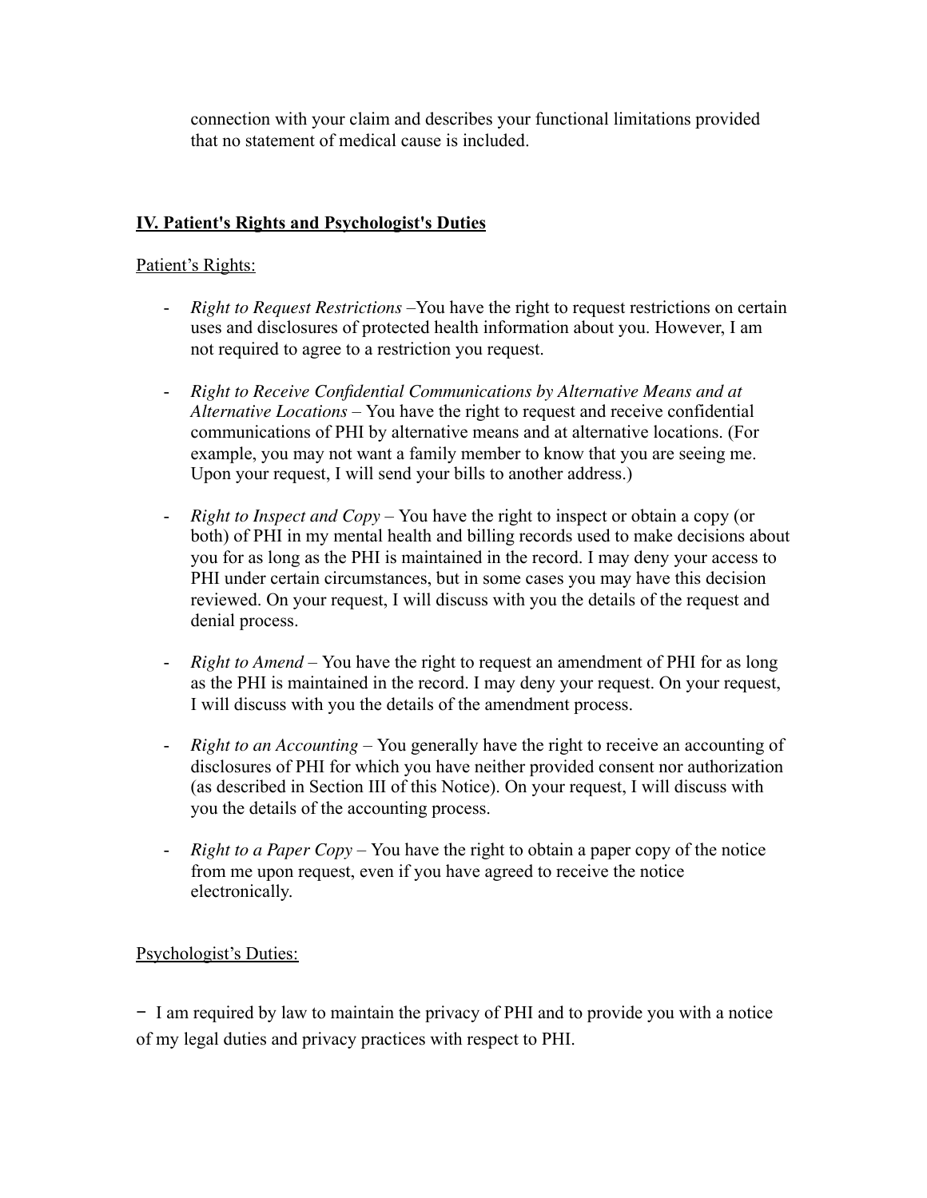connection with your claim and describes your functional limitations provided that no statement of medical cause is included.

## IV. Patient's Rights and Psychologist's Duties

Patient's Rights:

- *Right to Request Restrictions* –You have the right to request restrictions on certain uses and disclosures of protected health information about you. However, I am not required to agree to a restriction you request.

- *Right to Receive Confidential Communications by Alternative Means and at Alternative Locations* – You have the right to request and receive confidential communications of PHI by alternative means and at alternative locations. (For example, you may not want a family member to know that you are seeing me. Upon your request, I will send your bills to another address.)

- *Right to Inspect and Copy* – You have the right to inspect or obtain a copy (or both) of PHI in my mental health and billing records used to make decisions about you for as long as the PHI is maintained in the record. I may deny your access to PHI under certain circumstances, but in some cases you may have this decision reviewed. On your request, I will discuss with you the details of the request and denial process.

- *Right to Amend* – You have the right to request an amendment of PHI for as long as the PHI is maintained in the record. I may deny your request. On your request, I will discuss with you the details of the amendment process.

- *Right to an Accounting* – You generally have the right to receive an accounting of disclosures of PHI for which you have neither provided consent nor authorization (as described in Section III of this Notice). On your request, I will discuss with you the details of the accounting process.

- *Right to a Paper Copy* – You have the right to obtain a paper copy of the notice from me upon request, even if you have agreed to receive the notice electronically.

Psychologist's Duties:

- I am required by law to maintain the privacy of PHI and to provide you with a notice of my legal duties and privacy practices with respect to PHI.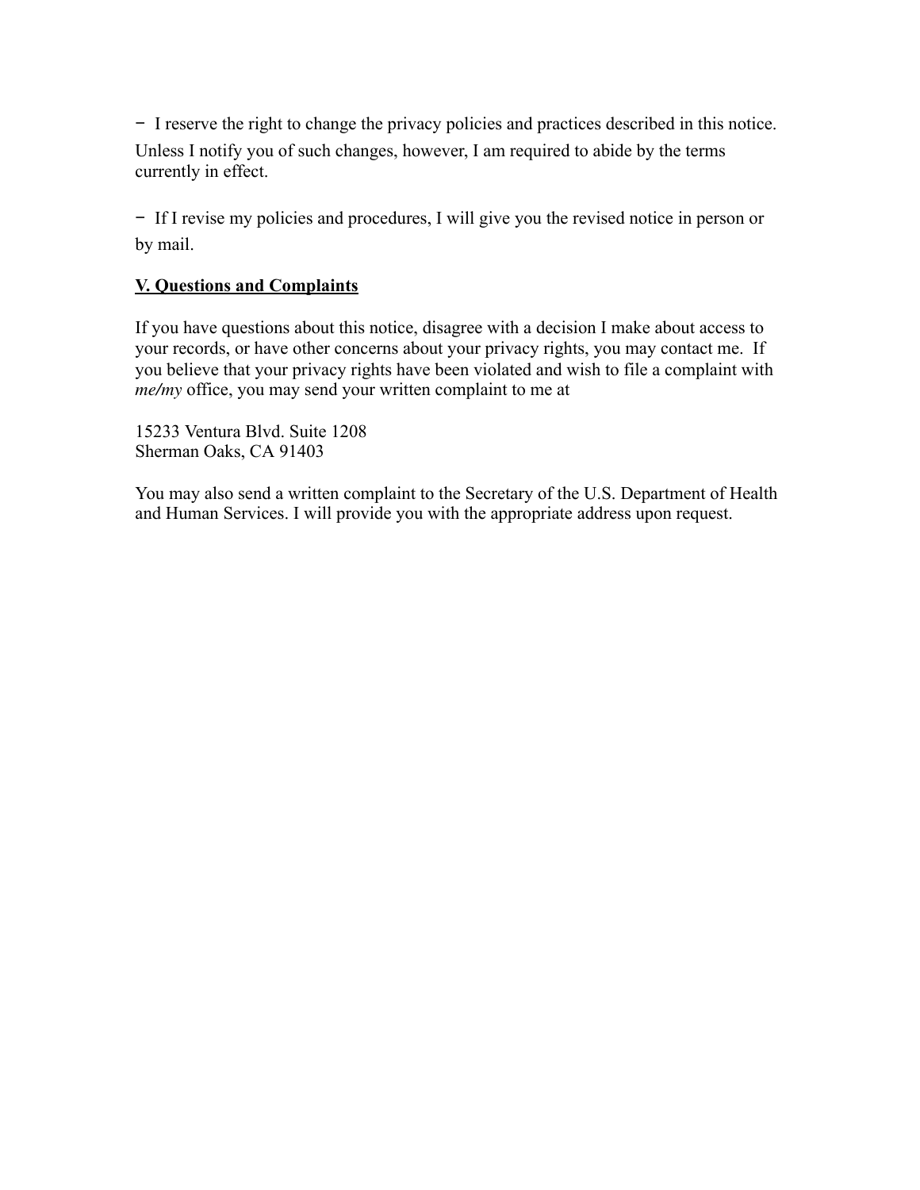- I reserve the right to change the privacy policies and practices described in this notice. Unless I notify you of such changes, however, I am required to abide by the terms currently in effect.

- If I revise my policies and procedures, I will give you the revised notice in person or by mail.

## <u>**V. Questions and Complaints**</u>

If you have questions about this notice, disagree with a decision I make about access to your records, or have other concerns about your privacy rights, you may contact me. If you believe that your privacy rights have been violated and wish to file a complaint with *me/my* office, you may send your written complaint to me at

15233 Ventura Blvd. Suite 1208
Sherman Oaks, CA 91403

You may also send a written complaint to the Secretary of the U.S. Department of Health and Human Services. I will provide you with the appropriate address upon request.